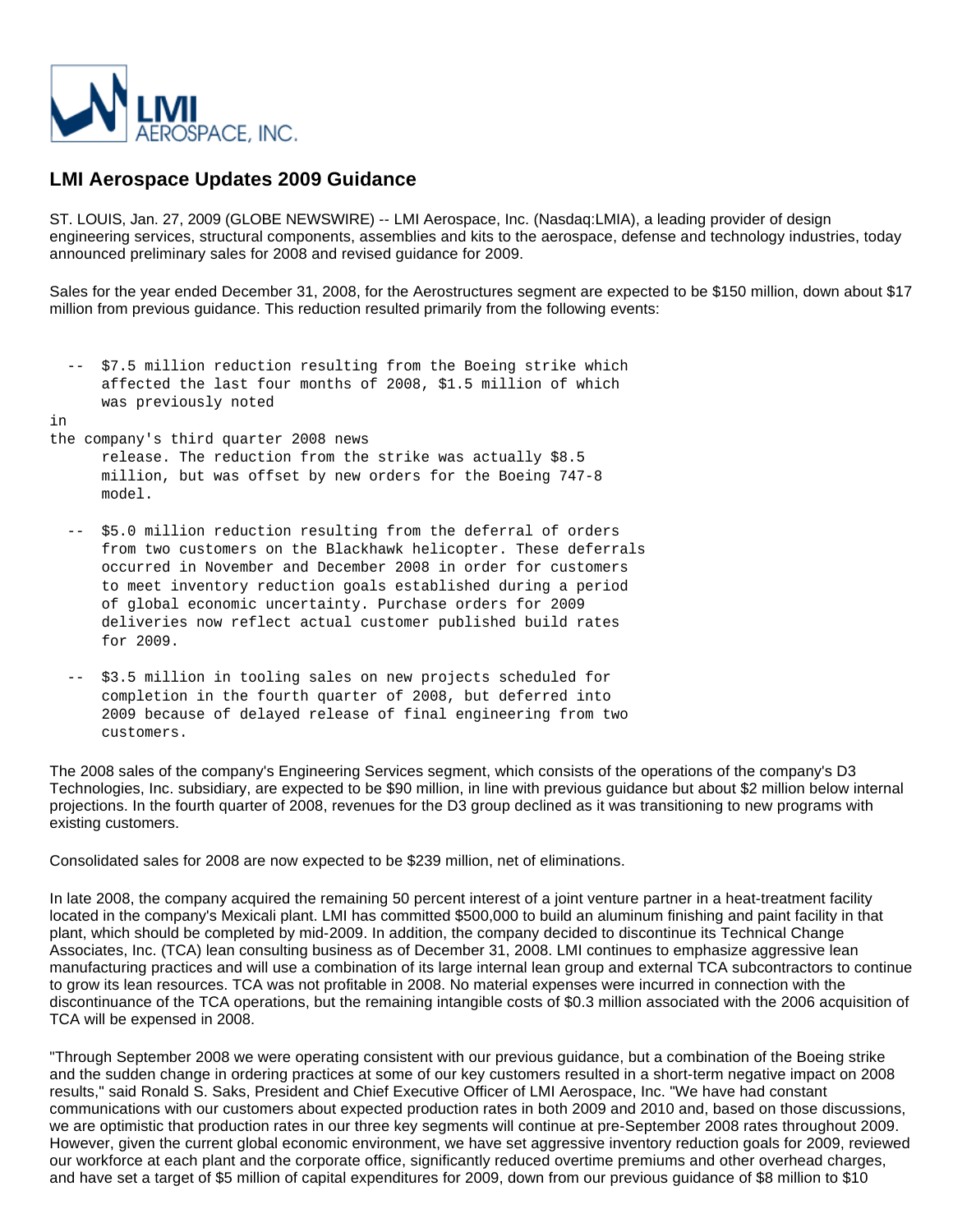# LMI Aerospace Updates 2009 Guidance

ST. LOUIS, Jan. 27, 2009 (GLOBE NEWSWIRE) -- LMI Aerospace, Inc. (Nasdaq:LMIA), a leading provider of design engineering services, structural components, assemblies and kits to the aerospace, defense and technology industries, today announced preliminary sales for 2008 and revised guidance for 2009.

Sales for the year ended December 31, 2008, for the Aerostructures segment are expected to be $150 million, down about $17 million from previous guidance. This reduction resulted primarily from the following events:

- $7.5 million reduction resulting from the Boeing strike which affected the last four months of 2008, $1.5 million of which was previously noted in the company's third quarter 2008 news release. The reduction from the strike was actually $8.5 million, but was offset by new orders for the Boeing 747-8 model.
- $5.0 million reduction resulting from the deferral of orders from two customers on the Blackhawk helicopter. These deferrals occurred in November and December 2008 in order for customers to meet inventory reduction goals established during a period of global economic uncertainty. Purchase orders for 2009 deliveries now reflect actual customer published build rates for 2009.
- $3.5 million in tooling sales on new projects scheduled for completion in the fourth quarter of 2008, but deferred into 2009 because of delayed release of final engineering from two customers.

The 2008 sales of the company's Engineering Services segment, which consists of the operations of the company's D3 Technologies, Inc. subsidiary, are expected to be $90 million, in line with previous guidance but about $2 million below internal projections. In the fourth quarter of 2008, revenues for the D3 group declined as it was transitioning to new programs with existing customers.

Consolidated sales for 2008 are now expected to be $239 million, net of eliminations.

In late 2008, the company acquired the remaining 50 percent interest of a joint venture partner in a heat-treatment facility located in the company's Mexicali plant. LMI has committed $500,000 to build an aluminum finishing and paint facility in that plant, which should be completed by mid-2009. In addition, the company decided to discontinue its Technical Change Associates, Inc. (TCA) lean consulting business as of December 31, 2008. LMI continues to emphasize aggressive lean manufacturing practices and will use a combination of its large internal lean group and external TCA subcontractors to continue to grow its lean resources. TCA was not profitable in 2008. No material expenses were incurred in connection with the discontinuance of the TCA operations, but the remaining intangible costs of $0.3 million associated with the 2006 acquisition of TCA will be expensed in 2008.

"Through September 2008 we were operating consistent with our previous guidance, but a combination of the Boeing strike and the sudden change in ordering practices at some of our key customers resulted in a short-term negative impact on 2008 results," said Ronald S. Saks, President and Chief Executive Officer of LMI Aerospace, Inc. "We have had constant communications with our customers about expected production rates in both 2009 and 2010 and, based on those discussions, we are optimistic that production rates in our three key segments will continue at pre-September 2008 rates throughout 2009. However, given the current global economic environment, we have set aggressive inventory reduction goals for 2009, reviewed our workforce at each plant and the corporate office, significantly reduced overtime premiums and other overhead charges, and have set a target of $5 million of capital expenditures for 2009, down from our previous guidance of $8 million to $10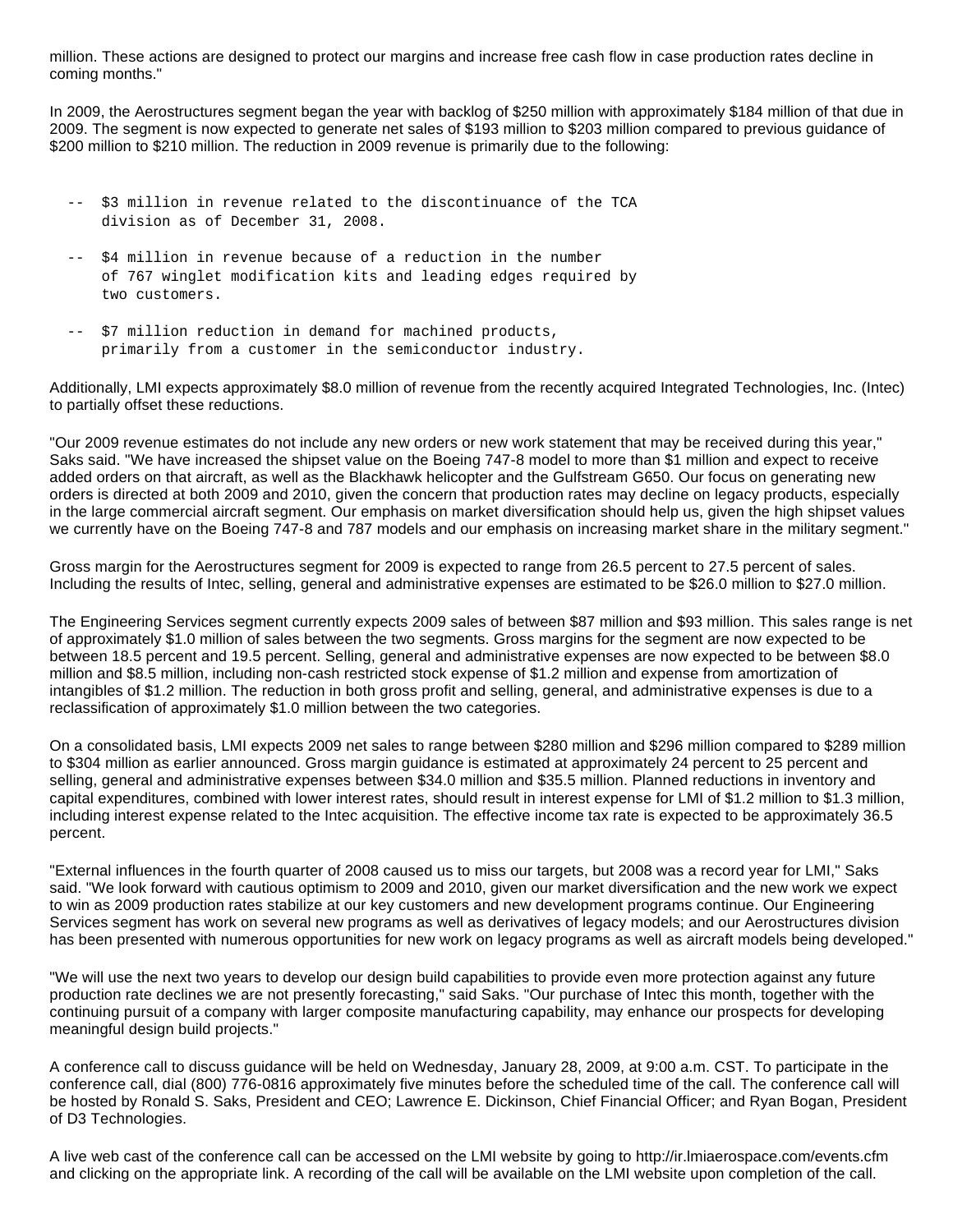million. These actions are designed to protect our margins and increase free cash flow in case production rates decline in coming months."

In 2009, the Aerostructures segment began the year with backlog of $250 million with approximately $184 million of that due in 2009. The segment is now expected to generate net sales of $193 million to $203 million compared to previous guidance of $200 million to $210 million. The reduction in 2009 revenue is primarily due to the following:

- $3 million in revenue related to the discontinuance of the TCA division as of December 31, 2008.
- $4 million in revenue because of a reduction in the number of 767 winglet modification kits and leading edges required by two customers.
- $7 million reduction in demand for machined products, primarily from a customer in the semiconductor industry.

Additionally, LMI expects approximately $8.0 million of revenue from the recently acquired Integrated Technologies, Inc. (Intec) to partially offset these reductions.

"Our 2009 revenue estimates do not include any new orders or new work statement that may be received during this year," Saks said. "We have increased the shipset value on the Boeing 747-8 model to more than $1 million and expect to receive added orders on that aircraft, as well as the Blackhawk helicopter and the Gulfstream G650. Our focus on generating new orders is directed at both 2009 and 2010, given the concern that production rates may decline on legacy products, especially in the large commercial aircraft segment. Our emphasis on market diversification should help us, given the high shipset values we currently have on the Boeing 747-8 and 787 models and our emphasis on increasing market share in the military segment."

Gross margin for the Aerostructures segment for 2009 is expected to range from 26.5 percent to 27.5 percent of sales. Including the results of Intec, selling, general and administrative expenses are estimated to be $26.0 million to $27.0 million.

The Engineering Services segment currently expects 2009 sales of between $87 million and $93 million. This sales range is net of approximately $1.0 million of sales between the two segments. Gross margins for the segment are now expected to be between 18.5 percent and 19.5 percent. Selling, general and administrative expenses are now expected to be between $8.0 million and $8.5 million, including non-cash restricted stock expense of $1.2 million and expense from amortization of intangibles of $1.2 million. The reduction in both gross profit and selling, general, and administrative expenses is due to a reclassification of approximately $1.0 million between the two categories.

On a consolidated basis, LMI expects 2009 net sales to range between $280 million and $296 million compared to $289 million to $304 million as earlier announced. Gross margin guidance is estimated at approximately 24 percent to 25 percent and selling, general and administrative expenses between $34.0 million and $35.5 million. Planned reductions in inventory and capital expenditures, combined with lower interest rates, should result in interest expense for LMI of $1.2 million to $1.3 million, including interest expense related to the Intec acquisition. The effective income tax rate is expected to be approximately 36.5 percent.

"External influences in the fourth quarter of 2008 caused us to miss our targets, but 2008 was a record year for LMI," Saks said. "We look forward with cautious optimism to 2009 and 2010, given our market diversification and the new work we expect to win as 2009 production rates stabilize at our key customers and new development programs continue. Our Engineering Services segment has work on several new programs as well as derivatives of legacy models; and our Aerostructures division has been presented with numerous opportunities for new work on legacy programs as well as aircraft models being developed."

"We will use the next two years to develop our design build capabilities to provide even more protection against any future production rate declines we are not presently forecasting," said Saks. "Our purchase of Intec this month, together with the continuing pursuit of a company with larger composite manufacturing capability, may enhance our prospects for developing meaningful design build projects."

A conference call to discuss guidance will be held on Wednesday, January 28, 2009, at 9:00 a.m. CST. To participate in the conference call, dial (800) 776-0816 approximately five minutes before the scheduled time of the call. The conference call will be hosted by Ronald S. Saks, President and CEO; Lawrence E. Dickinson, Chief Financial Officer; and Ryan Bogan, President of D3 Technologies.

A live web cast of the conference call can be accessed on the LMI website by going to http://ir.lmiaerospace.com/events.cfm and clicking on the appropriate link. A recording of the call will be available on the LMI website upon completion of the call.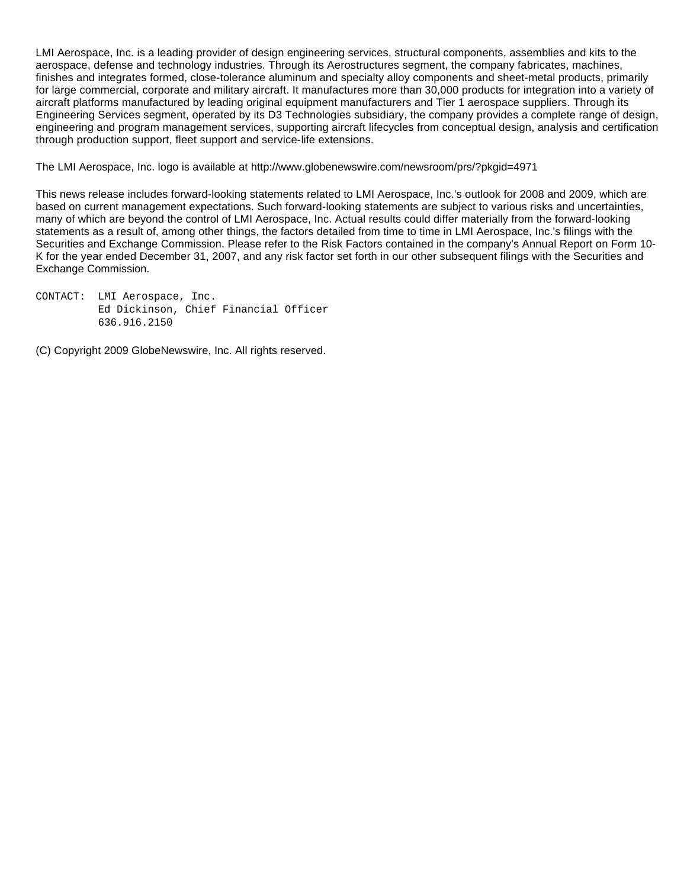LMI Aerospace, Inc. is a leading provider of design engineering services, structural components, assemblies and kits to the aerospace, defense and technology industries. Through its Aerostructures segment, the company fabricates, machines, finishes and integrates formed, close-tolerance aluminum and specialty alloy components and sheet-metal products, primarily for large commercial, corporate and military aircraft. It manufactures more than 30,000 products for integration into a variety of aircraft platforms manufactured by leading original equipment manufacturers and Tier 1 aerospace suppliers. Through its Engineering Services segment, operated by its D3 Technologies subsidiary, the company provides a complete range of design, engineering and program management services, supporting aircraft lifecycles from conceptual design, analysis and certification through production support, fleet support and service-life extensions.

The LMI Aerospace, Inc. logo is available at http://www.globenewswire.com/newsroom/prs/?pkgid=4971

This news release includes forward-looking statements related to LMI Aerospace, Inc.'s outlook for 2008 and 2009, which are based on current management expectations. Such forward-looking statements are subject to various risks and uncertainties, many of which are beyond the control of LMI Aerospace, Inc. Actual results could differ materially from the forward-looking statements as a result of, among other things, the factors detailed from time to time in LMI Aerospace, Inc.'s filings with the Securities and Exchange Commission. Please refer to the Risk Factors contained in the company's Annual Report on Form 10-K for the year ended December 31, 2007, and any risk factor set forth in our other subsequent filings with the Securities and Exchange Commission.

```
CONTACT:  LMI Aerospace, Inc.
          Ed Dickinson, Chief Financial Officer
          636.916.2150
```

(C) Copyright 2009 GlobeNewswire, Inc. All rights reserved.